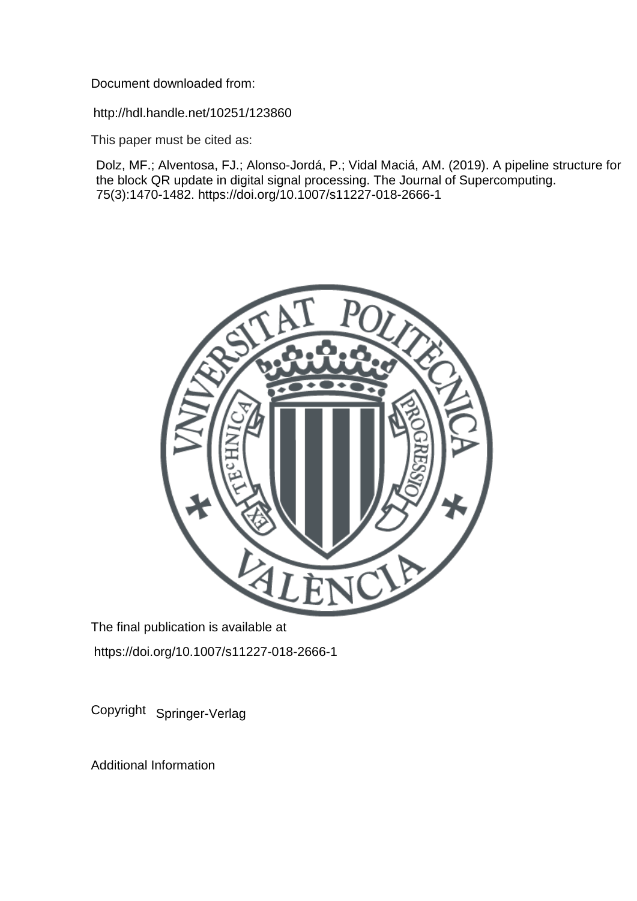Document downloaded from:

http://hdl.handle.net/10251/123860

This paper must be cited as:

Dolz, MF.; Alventosa, FJ.; Alonso-Jordá, P.; Vidal Maciá, AM. (2019). A pipeline structure for the block QR update in digital signal processing. The Journal of Supercomputing. 75(3):1470-1482. https://doi.org/10.1007/s11227-018-2666-1

The final publication is available at

https://doi.org/10.1007/s11227-018-2666-1

Copyright Springer-Verlag

Additional Information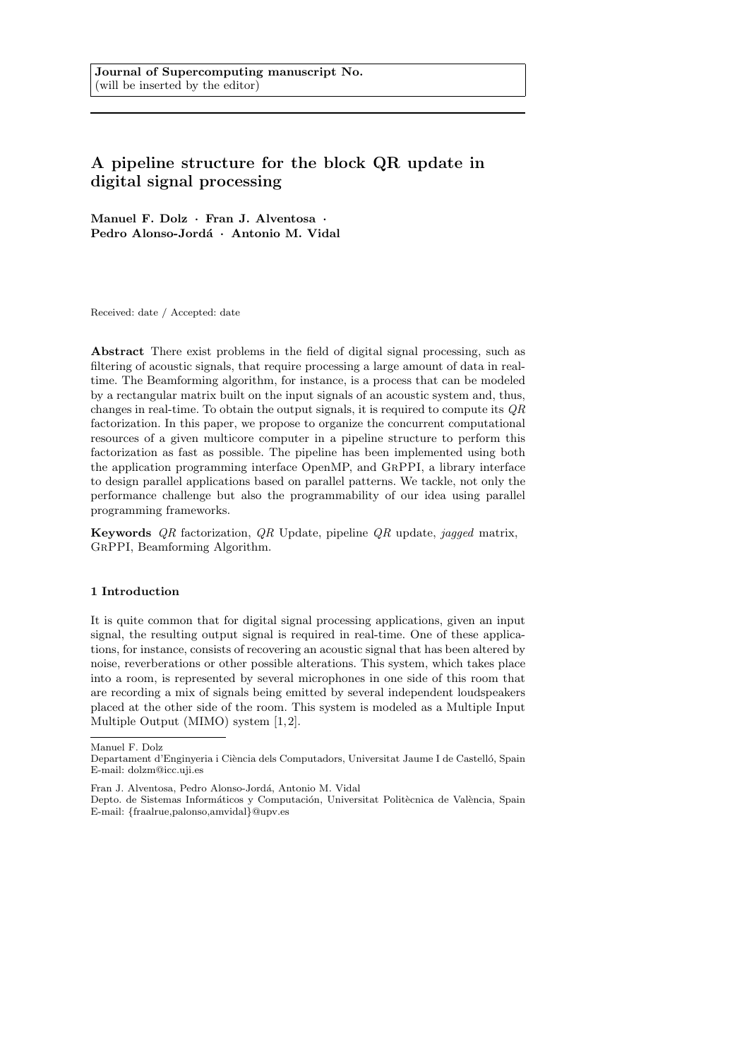Journal of Supercomputing manuscript No.
(will be inserted by the editor)

# A pipeline structure for the block QR update in digital signal processing

**Manuel F. Dolz · Fran J. Alventosa · Pedro Alonso-Jordá · Antonio M. Vidal**

Received: date / Accepted: date

**Abstract** There exist problems in the field of digital signal processing, such as filtering of acoustic signals, that require processing a large amount of data in real-time. The Beamforming algorithm, for instance, is a process that can be modeled by a rectangular matrix built on the input signals of an acoustic system and, thus, changes in real-time. To obtain the output signals, it is required to compute its $QR$ factorization. In this paper, we propose to organize the concurrent computational resources of a given multicore computer in a pipeline structure to perform this factorization as fast as possible. The pipeline has been implemented using both the application programming interface OpenMP, and GrPPI, a library interface to design parallel applications based on parallel patterns. We tackle, not only the performance challenge but also the programmability of our idea using parallel programming frameworks.

**Keywords** $QR$ factorization, $QR$ Update, pipeline $QR$ update, *jagged* matrix, GrPPI, Beamforming Algorithm.

## 1 Introduction

It is quite common that for digital signal processing applications, given an input signal, the resulting output signal is required in real-time. One of these applications, for instance, consists of recovering an acoustic signal that has been altered by noise, reverberations or other possible alterations. This system, which takes place into a room, is represented by several microphones in one side of this room that are recording a mix of signals being emitted by several independent loudspeakers placed at the other side of the room. This system is modeled as a Multiple Input Multiple Output (MIMO) system [1,2].

---

Manuel F. Dolz
Departament d'Enginyeria i Ciència dels Computadors, Universitat Jaume I de Castelló, Spain
E-mail: dolzm@icc.uji.es

Fran J. Alventosa, Pedro Alonso-Jordá, Antonio M. Vidal
Depto. de Sistemas Informáticos y Computación, Universitat Politècnica de València, Spain
E-mail: {fraalrue,palonso,amvidal}@upv.es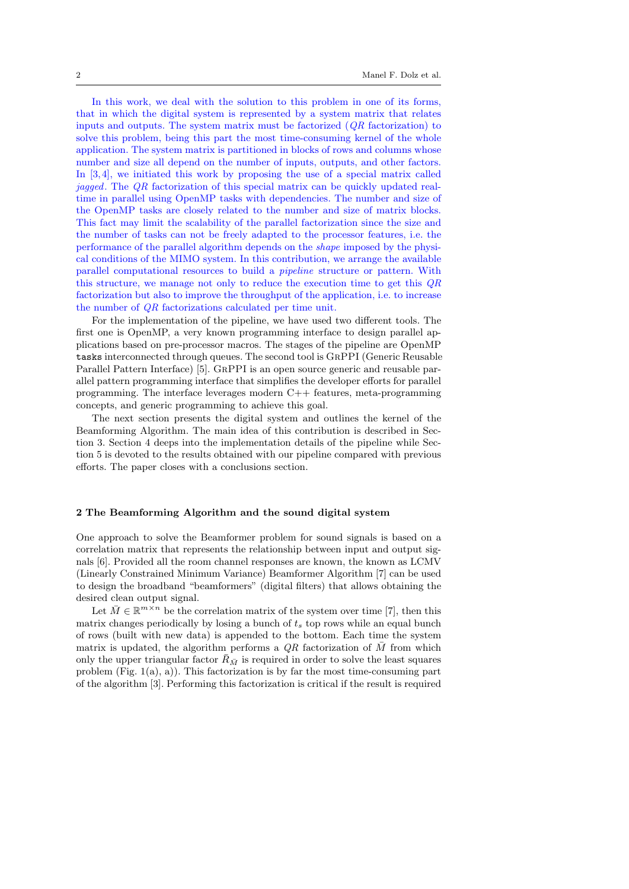In this work, we deal with the solution to this problem in one of its forms, that in which the digital system is represented by a system matrix that relates inputs and outputs. The system matrix must be factorized ($QR$ factorization) to solve this problem, being this part the most time-consuming kernel of the whole application. The system matrix is partitioned in blocks of rows and columns whose number and size all depend on the number of inputs, outputs, and other factors. In [3,4], we initiated this work by proposing the use of a special matrix called *jagged*. The $QR$ factorization of this special matrix can be quickly updated real-time in parallel using OpenMP tasks with dependencies. The number and size of the OpenMP tasks are closely related to the number and size of matrix blocks. This fact may limit the scalability of the parallel factorization since the size and the number of tasks can not be freely adapted to the processor features, i.e. the performance of the parallel algorithm depends on the *shape* imposed by the physical conditions of the MIMO system. In this contribution, we arrange the available parallel computational resources to build a *pipeline* structure or pattern. With this structure, we manage not only to reduce the execution time to get this $QR$ factorization but also to improve the throughput of the application, i.e. to increase the number of $QR$ factorizations calculated per time unit.

For the implementation of the pipeline, we have used two different tools. The first one is OpenMP, a very known programming interface to design parallel applications based on pre-processor macros. The stages of the pipeline are OpenMP `tasks` interconnected through queues. The second tool is GrPPI (Generic Reusable Parallel Pattern Interface) [5]. GrPPI is an open source generic and reusable parallel pattern programming interface that simplifies the developer efforts for parallel programming. The interface leverages modern C++ features, meta-programming concepts, and generic programming to achieve this goal.

The next section presents the digital system and outlines the kernel of the Beamforming Algorithm. The main idea of this contribution is described in Section 3. Section 4 deeps into the implementation details of the pipeline while Section 5 is devoted to the results obtained with our pipeline compared with previous efforts. The paper closes with a conclusions section.

## 2 The Beamforming Algorithm and the sound digital system

One approach to solve the Beamformer problem for sound signals is based on a correlation matrix that represents the relationship between input and output signals [6]. Provided all the room channel responses are known, the known as LCMV (Linearly Constrained Minimum Variance) Beamformer Algorithm [7] can be used to design the broadband "beamformers" (digital filters) that allows obtaining the desired clean output signal.

Let $\bar{M} \in \mathbb{R}^{m \times n}$ be the correlation matrix of the system over time [7], then this matrix changes periodically by losing a bunch of $t_s$ top rows while an equal bunch of rows (built with new data) is appended to the bottom. Each time the system matrix is updated, the algorithm performs a $QR$ factorization of $\bar{M}$ from which only the upper triangular factor $\bar{R}_{\bar{M}}$ is required in order to solve the least squares problem (Fig. 1(a), a)). This factorization is by far the most time-consuming part of the algorithm [3]. Performing this factorization is critical if the result is required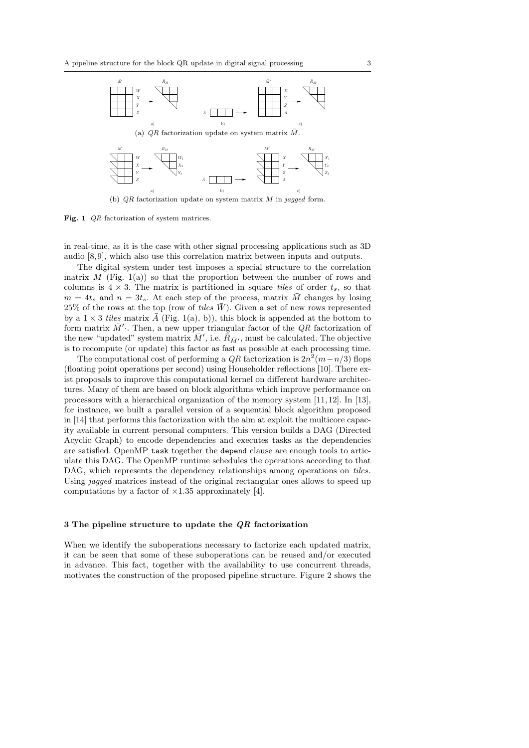(a) $QR$ factorization update on system matrix $\bar{M}$.

(b) $QR$ factorization update on system matrix $M$ in *jagged* form.

**Fig. 1** $QR$ factorization of system matrices.

in real-time, as it is the case with other signal processing applications such as 3D audio [8,9], which also use this correlation matrix between inputs and outputs.

The digital system under test imposes a special structure to the correlation matrix $\bar{M}$ (Fig. 1(a)) so that the proportion between the number of rows and columns is $4 \times 3$. The matrix is partitioned in square *tiles* of order $t_s$, so that $m = 4t_s$ and $n = 3t_s$. At each step of the process, matrix $\bar{M}$ changes by losing 25% of the rows at the top (row of *tiles* $\bar{W}$). Given a set of new rows represented by a $1 \times 3$ *tiles* matrix $\bar{A}$ (Fig. 1(a), b)), this block is appended at the bottom to form matrix $\bar{M}'$. Then, a new upper triangular factor of the $QR$ factorization of the new "updated" system matrix $\bar{M}'$, i.e. $\bar{R}_{\bar{M}'}$, must be calculated. The objective is to recompute (or update) this factor as fast as possible at each processing time.

The computational cost of performing a $QR$ factorization is $2n^2(m-n/3)$ flops (floating point operations per second) using Householder reflections [10]. There exist proposals to improve this computational kernel on different hardware architectures. Many of them are based on block algorithms which improve performance on processors with a hierarchical organization of the memory system [11,12]. In [13], for instance, we built a parallel version of a sequential block algorithm proposed in [14] that performs this factorization with the aim at exploit the multicore capacity available in current personal computers. This version builds a DAG (Directed Acyclic Graph) to encode dependencies and executes tasks as the dependencies are satisfied. OpenMP `task` together the `depend` clause are enough tools to articulate this DAG. The OpenMP runtime schedules the operations according to that DAG, which represents the dependency relationships among operations on *tiles*. Using *jagged* matrices instead of the original rectangular ones allows to speed up computations by a factor of $\times 1.35$ approximately [4].

## 3 The pipeline structure to update the $QR$ factorization

When we identify the suboperations necessary to factorize each updated matrix, it can be seen that some of these suboperations can be reused and/or executed in advance. This fact, together with the availability to use concurrent threads, motivates the construction of the proposed pipeline structure. Figure 2 shows the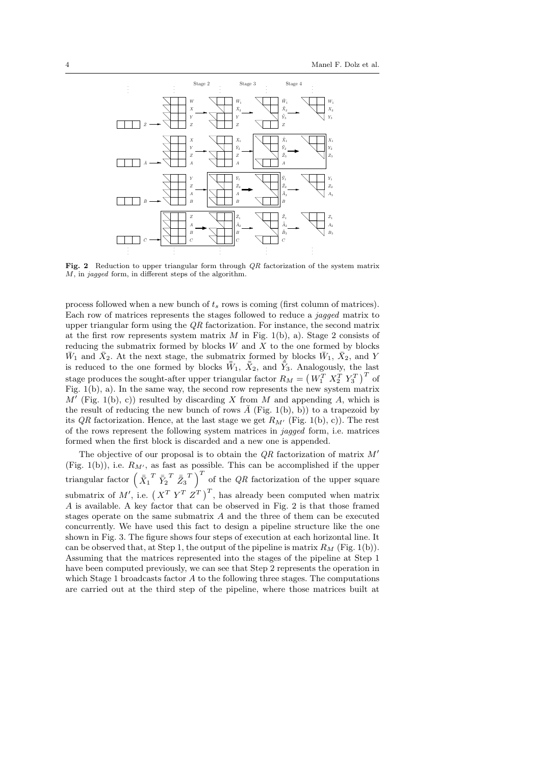**Fig. 2** Reduction to upper triangular form through $QR$ factorization of the system matrix $M$, in *jagged* form, in different steps of the algorithm.

process followed when a new bunch of $t_s$ rows is coming (first column of matrices). Each row of matrices represents the stages followed to reduce a *jagged* matrix to upper triangular form using the $QR$ factorization. For instance, the second matrix at the first row represents system matrix $M$ in Fig. 1(b), a). Stage 2 consists of reducing the submatrix formed by blocks $W$ and $X$ to the one formed by blocks $\bar{W}_1$ and $\bar{X}_2$. At the next stage, the submatrix formed by blocks $\bar{W}_1$, $\bar{X}_2$, and $Y$ is reduced to the one formed by blocks $\bar{\bar{W}}_1$, $\bar{\bar{X}}_2$, and $\bar{\bar{Y}}_3$. Analogously, the last stage produces the sought-after upper triangular factor $R_M = \left( W_1^T \; X_2^T \; Y_3^T \right)^T$ of Fig. 1(b), a). In the same way, the second row represents the new system matrix $M'$ (Fig. 1(b), c)) resulted by discarding $X$ from $M$ and appending $A$, which is the result of reducing the new bunch of rows $\bar{A}$ (Fig. 1(b), b)) to a trapezoid by its $QR$ factorization. Hence, at the last stage we get $R_{M'}$ (Fig. 1(b), c)). The rest of the rows represent the following system matrices in *jagged* form, i.e. matrices formed when the first block is discarded and a new one is appended.

The objective of our proposal is to obtain the $QR$ factorization of matrix $M'$ (Fig. 1(b)), i.e. $R_{M'}$, as fast as possible. This can be accomplished if the upper triangular factor $\left( \bar{\bar{X}}_1{}^T \; \bar{\bar{Y}}_2{}^T \; \bar{\bar{Z}}_3{}^T \right)^T$ of the $QR$ factorization of the upper square submatrix of $M'$, i.e. $\left( X^T \; Y^T \; Z^T \right)^T$, has already been computed when matrix $A$ is available. A key factor that can be observed in Fig. 2 is that those framed stages operate on the same submatrix $A$ and the three of them can be executed concurrently. We have used this fact to design a pipeline structure like the one shown in Fig. 3. The figure shows four steps of execution at each horizontal line. It can be observed that, at Step 1, the output of the pipeline is matrix $R_M$ (Fig. 1(b)). Assuming that the matrices represented into the stages of the pipeline at Step 1 have been computed previously, we can see that Step 2 represents the operation in which Stage 1 broadcasts factor $A$ to the following three stages. The computations are carried out at the third step of the pipeline, where those matrices built at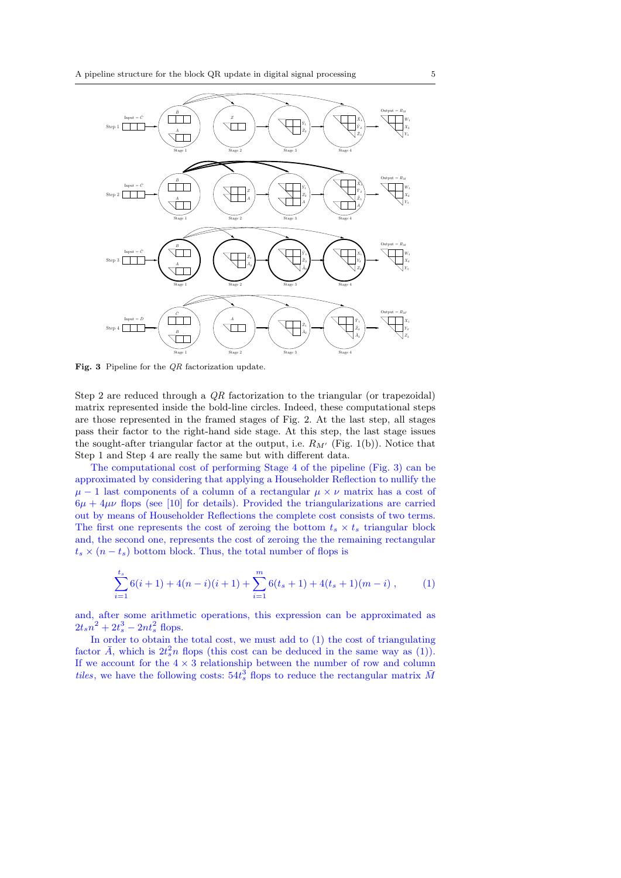Fig. 3 Pipeline for the $QR$ factorization update.

Step 2 are reduced through a $QR$ factorization to the triangular (or trapezoidal) matrix represented inside the bold-line circles. Indeed, these computational steps are those represented in the framed stages of Fig. 2. At the last step, all stages pass their factor to the right-hand side stage. At this step, the last stage issues the sought-after triangular factor at the output, i.e. $R_{M'}$ (Fig. 1(b)). Notice that Step 1 and Step 4 are really the same but with different data.

The computational cost of performing Stage 4 of the pipeline (Fig. 3) can be approximated by considering that applying a Householder Reflection to nullify the $\mu - 1$ last components of a column of a rectangular $\mu \times \nu$ matrix has a cost of $6\mu + 4\mu\nu$ flops (see [10] for details). Provided the triangularizations are carried out by means of Householder Reflections the complete cost consists of two terms. The first one represents the cost of zeroing the bottom $t_s \times t_s$ triangular block and, the second one, represents the cost of zeroing the remaining rectangular $t_s \times (n - t_s)$ bottom block. Thus, the total number of flops is

$$\sum_{i=1}^{t_s} 6(i+1) + 4(n-i)(i+1) + \sum_{i=1}^{m} 6(t_s+1) + 4(t_s+1)(m-i) , \qquad (1)$$

and, after some arithmetic operations, this expression can be approximated as $2t_s n^2 + 2t_s^3 - 2nt_s^2$ flops.

In order to obtain the total cost, we must add to (1) the cost of triangulating factor $\bar{A}$, which is $2t_s^2 n$ flops (this cost can be deduced in the same way as (1)). If we account for the $4 \times 3$ relationship between the number of row and column *tiles*, we have the following costs: $54t_s^3$ flops to reduce the rectangular matrix $\bar{M}$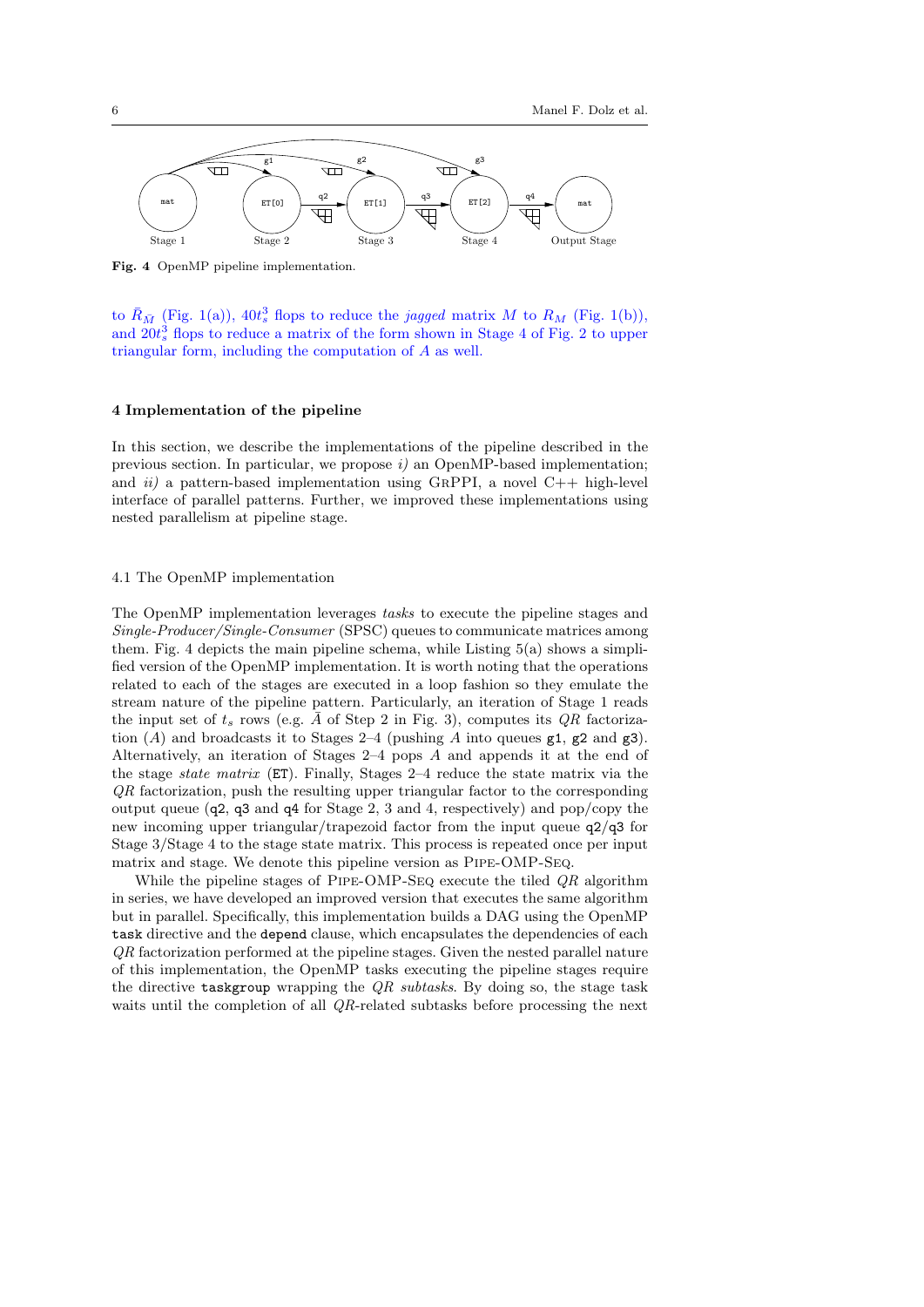Fig. 4 OpenMP pipeline implementation.

to $\bar{R}_{\bar{M}}$ (Fig. 1(a)), $40t_s^3$ flops to reduce the *jagged* matrix $M$ to $R_M$ (Fig. 1(b)), and $20t_s^3$ flops to reduce a matrix of the form shown in Stage 4 of Fig. 2 to upper triangular form, including the computation of $A$ as well.

## 4 Implementation of the pipeline

In this section, we describe the implementations of the pipeline described in the previous section. In particular, we propose *i)* an OpenMP-based implementation; and *ii)* a pattern-based implementation using GrPPI, a novel C++ high-level interface of parallel patterns. Further, we improved these implementations using nested parallelism at pipeline stage.

### 4.1 The OpenMP implementation

The OpenMP implementation leverages *tasks* to execute the pipeline stages and *Single-Producer/Single-Consumer* (SPSC) queues to communicate matrices among them. Fig. 4 depicts the main pipeline schema, while Listing 5(a) shows a simplified version of the OpenMP implementation. It is worth noting that the operations related to each of the stages are executed in a loop fashion so they emulate the stream nature of the pipeline pattern. Particularly, an iteration of Stage 1 reads the input set of $t_s$ rows (e.g. $\bar{A}$ of Step 2 in Fig. 3), computes its $QR$ factorization ($A$) and broadcasts it to Stages 2–4 (pushing $A$ into queues `g1`, `g2` and `g3`). Alternatively, an iteration of Stages 2–4 pops $A$ and appends it at the end of the stage *state matrix* (`ET`). Finally, Stages 2–4 reduce the state matrix via the $QR$ factorization, push the resulting upper triangular factor to the corresponding output queue (`q2`, `q3` and `q4` for Stage 2, 3 and 4, respectively) and pop/copy the new incoming upper triangular/trapezoid factor from the input queue `q2`/`q3` for Stage 3/Stage 4 to the stage state matrix. This process is repeated once per input matrix and stage. We denote this pipeline version as Pipe-OMP-Seq.

While the pipeline stages of Pipe-OMP-Seq execute the tiled $QR$ algorithm in series, we have developed an improved version that executes the same algorithm but in parallel. Specifically, this implementation builds a DAG using the OpenMP `task` directive and the `depend` clause, which encapsulates the dependencies of each $QR$ factorization performed at the pipeline stages. Given the nested parallel nature of this implementation, the OpenMP tasks executing the pipeline stages require the directive `taskgroup` wrapping the $QR$ *subtasks*. By doing so, the stage task waits until the completion of all $QR$-related subtasks before processing the next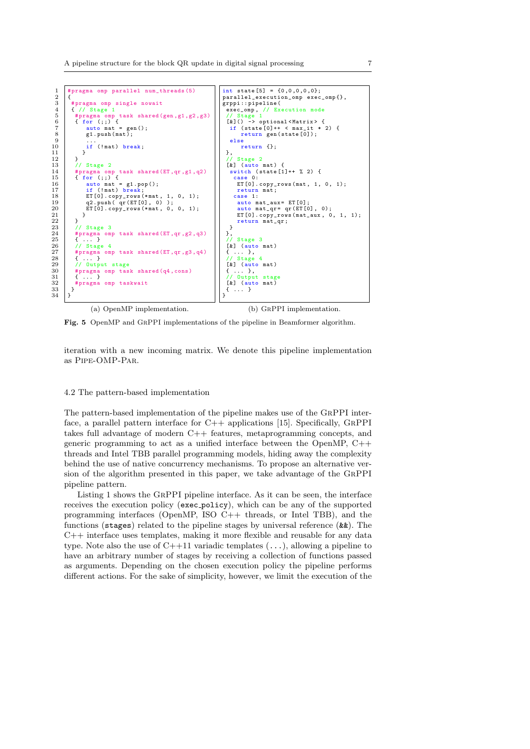```cpp
#pragma omp parallel num_threads(5)
{
 #pragma omp single nowait
 { // Stage 1
  #pragma omp task shared(gen,g1,g2,g3)
  { for (;;) {
      auto mat = gen();
      g1.push(mat);
      ...
      if (!mat) break;
    }
  }
  // Stage 2
  #pragma omp task shared(ET,qr,g1,q2)
  { for (;;) {
      auto mat = g1.pop();
      if (!mat) break;
      ET[0].copy_rows(*mat, 1, 0, 1);
      q2.push( qr(ET[0], 0) );
      ET[0].copy_rows(*mat, 0, 0, 1);
    }
  }
  // Stage 3
  #pragma omp task shared(ET,qr,g2,q3)
  { ... }
  // Stage 4
  #pragma omp task shared(ET,qr,g3,q4)
  { ... }
  // Output stage
  #pragma omp task shared(q4,cons)
  { ... }
  #pragma omp taskwait
 }
}
```

(a) OpenMP implementation.

```cpp
int state[5] = {0,0,0,0,0};
parallel_execution_omp exec_omp{},
grppi::pipeline(
 exec_omp, // Execution mode
 // Stage 1
 [&]() -> optional<Matrix> {
  if (state[0]++ < max_it * 2) {
     return gen(state[0]);
  else
     return {};
 },
 // Stage 2
 [&] (auto mat) {
  switch (state[1]++ % 2) {
   case 0:
    ET[0].copy_rows(mat, 1, 0, 1);
    return mat;
   case 1:
    auto mat_aux= ET[0];
    auto mat_qr= qr(ET[0], 0);
    ET[0].copy_rows(mat_aux, 0, 1, 1);
    return mat_qr;
  }
 },
 // Stage 3
 [&] (auto mat)
 { ... },
 // Stage 4
 [&] (auto mat)
 { ... },
 // Output stage
 [&] (auto mat)
 { ... }
}
```

(b) GrPPI implementation.

**Fig. 5** OpenMP and GrPPI implementations of the pipeline in Beamformer algorithm.

iteration with a new incoming matrix. We denote this pipeline implementation as Pipe-OMP-Par.

### 4.2 The pattern-based implementation

The pattern-based implementation of the pipeline makes use of the GrPPI interface, a parallel pattern interface for C++ applications [15]. Specifically, GrPPI takes full advantage of modern C++ features, metaprogramming concepts, and generic programming to act as a unified interface between the OpenMP, C++ threads and Intel TBB parallel programming models, hiding away the complexity behind the use of native concurrency mechanisms. To propose an alternative version of the algorithm presented in this paper, we take advantage of the GrPPI pipeline pattern.

Listing 1 shows the GrPPI pipeline interface. As it can be seen, the interface receives the execution policy (`exec_policy`), which can be any of the supported programming interfaces (OpenMP, ISO C++ threads, or Intel TBB), and the functions (`stages`) related to the pipeline stages by universal reference (`&&`). The C++ interface uses templates, making it more flexible and reusable for any data type. Note also the use of C++11 variadic templates (...), allowing a pipeline to have an arbitrary number of stages by receiving a collection of functions passed as arguments. Depending on the chosen execution policy the pipeline performs different actions. For the sake of simplicity, however, we limit the execution of the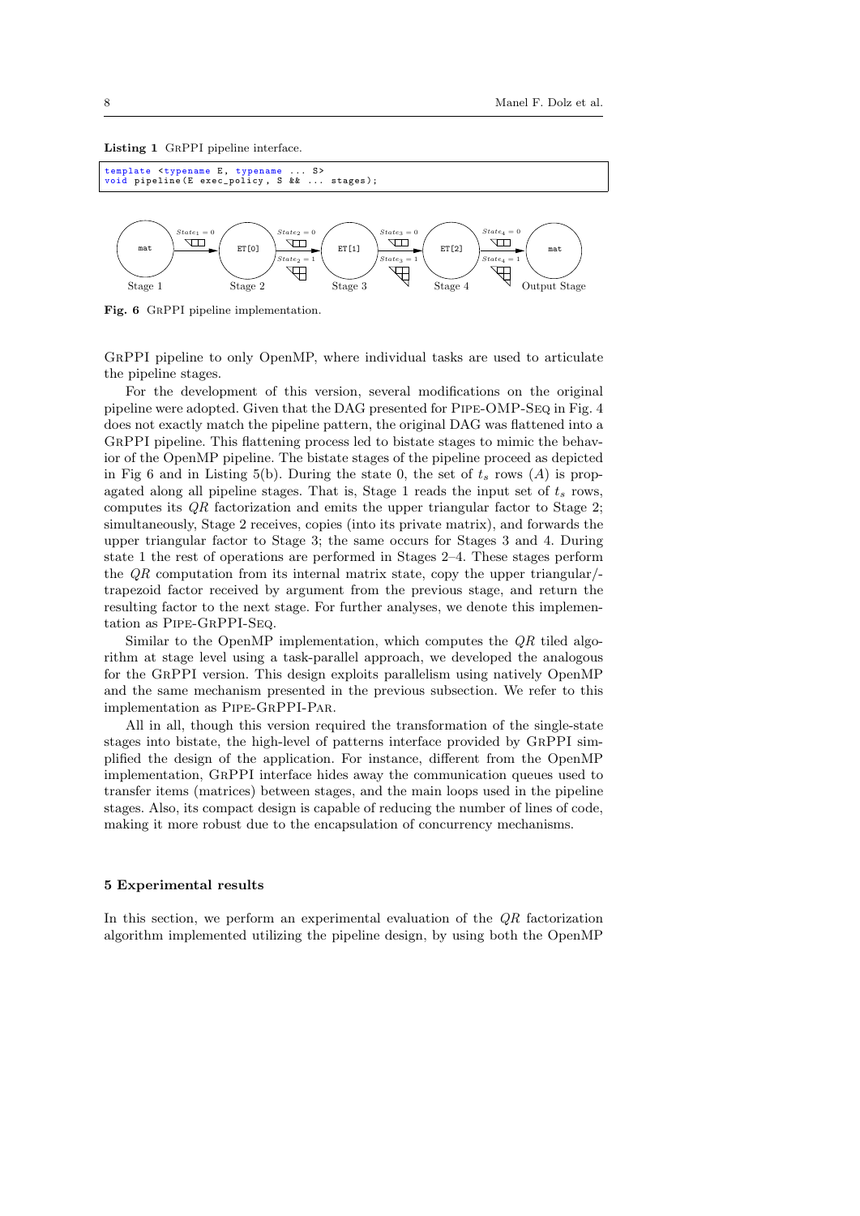**Listing 1** GrPPI pipeline interface.

```
template <typename E, typename ... S>
void pipeline(E exec_policy, S && ... stages);
```

**Fig. 6** GrPPI pipeline implementation.

GrPPI pipeline to only OpenMP, where individual tasks are used to articulate the pipeline stages.

For the development of this version, several modifications on the original pipeline were adopted. Given that the DAG presented for Pipe-OMP-Seq in Fig. 4 does not exactly match the pipeline pattern, the original DAG was flattened into a GrPPI pipeline. This flattening process led to bistate stages to mimic the behavior of the OpenMP pipeline. The bistate stages of the pipeline proceed as depicted in Fig 6 and in Listing 5(b). During the state 0, the set of $t_s$ rows ($A$) is propagated along all pipeline stages. That is, Stage 1 reads the input set of $t_s$ rows, computes its $QR$ factorization and emits the upper triangular factor to Stage 2; simultaneously, Stage 2 receives, copies (into its private matrix), and forwards the upper triangular factor to Stage 3; the same occurs for Stages 3 and 4. During state 1 the rest of operations are performed in Stages 2–4. These stages perform the $QR$ computation from its internal matrix state, copy the upper triangular/-trapezoid factor received by argument from the previous stage, and return the resulting factor to the next stage. For further analyses, we denote this implementation as Pipe-GrPPI-Seq.

Similar to the OpenMP implementation, which computes the $QR$ tiled algorithm at stage level using a task-parallel approach, we developed the analogous for the GrPPI version. This design exploits parallelism using natively OpenMP and the same mechanism presented in the previous subsection. We refer to this implementation as Pipe-GrPPI-Par.

All in all, though this version required the transformation of the single-state stages into bistate, the high-level of patterns interface provided by GrPPI simplified the design of the application. For instance, different from the OpenMP implementation, GrPPI interface hides away the communication queues used to transfer items (matrices) between stages, and the main loops used in the pipeline stages. Also, its compact design is capable of reducing the number of lines of code, making it more robust due to the encapsulation of concurrency mechanisms.

## 5 Experimental results

In this section, we perform an experimental evaluation of the $QR$ factorization algorithm implemented utilizing the pipeline design, by using both the OpenMP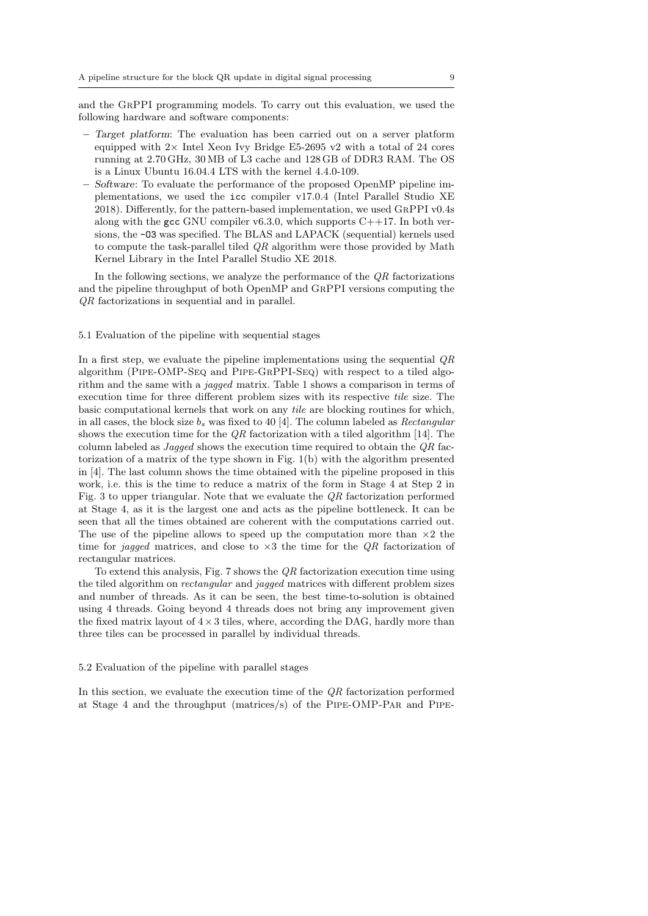and the GrPPI programming models. To carry out this evaluation, we used the following hardware and software components:

- *Target platform*: The evaluation has been carried out on a server platform equipped with 2× Intel Xeon Ivy Bridge E5-2695 v2 with a total of 24 cores running at 2.70 GHz, 30 MB of L3 cache and 128 GB of DDR3 RAM. The OS is a Linux Ubuntu 16.04.4 LTS with the kernel 4.4.0-109.
- *Software*: To evaluate the performance of the proposed OpenMP pipeline implementations, we used the `icc` compiler v17.0.4 (Intel Parallel Studio XE 2018). Differently, for the pattern-based implementation, we used GrPPI v0.4s along with the `gcc` GNU compiler v6.3.0, which supports C++17. In both versions, the `-O3` was specified. The BLAS and LAPACK (sequential) kernels used to compute the task-parallel tiled $QR$ algorithm were those provided by Math Kernel Library in the Intel Parallel Studio XE 2018.

In the following sections, we analyze the performance of the $QR$ factorizations and the pipeline throughput of both OpenMP and GrPPI versions computing the $QR$ factorizations in sequential and in parallel.

### 5.1 Evaluation of the pipeline with sequential stages

In a first step, we evaluate the pipeline implementations using the sequential $QR$ algorithm (Pipe-OMP-Seq and Pipe-GrPPI-Seq) with respect to a tiled algorithm and the same with a *jagged* matrix. Table 1 shows a comparison in terms of execution time for three different problem sizes with its respective *tile* size. The basic computational kernels that work on any *tile* are blocking routines for which, in all cases, the block size $b_s$ was fixed to 40 [4]. The column labeled as *Rectangular* shows the execution time for the $QR$ factorization with a tiled algorithm [14]. The column labeled as *Jagged* shows the execution time required to obtain the $QR$ factorization of a matrix of the type shown in Fig. 1(b) with the algorithm presented in [4]. The last column shows the time obtained with the pipeline proposed in this work, i.e. this is the time to reduce a matrix of the form in Stage 4 at Step 2 in Fig. 3 to upper triangular. Note that we evaluate the $QR$ factorization performed at Stage 4, as it is the largest one and acts as the pipeline bottleneck. It can be seen that all the times obtained are coherent with the computations carried out. The use of the pipeline allows to speed up the computation more than $\times 2$ the time for *jagged* matrices, and close to $\times 3$ the time for the $QR$ factorization of rectangular matrices.

To extend this analysis, Fig. 7 shows the $QR$ factorization execution time using the tiled algorithm on *rectangular* and *jagged* matrices with different problem sizes and number of threads. As it can be seen, the best time-to-solution is obtained using 4 threads. Going beyond 4 threads does not bring any improvement given the fixed matrix layout of $4 \times 3$ tiles, where, according the DAG, hardly more than three tiles can be processed in parallel by individual threads.

### 5.2 Evaluation of the pipeline with parallel stages

In this section, we evaluate the execution time of the $QR$ factorization performed at Stage 4 and the throughput (matrices/s) of the Pipe-OMP-Par and Pipe-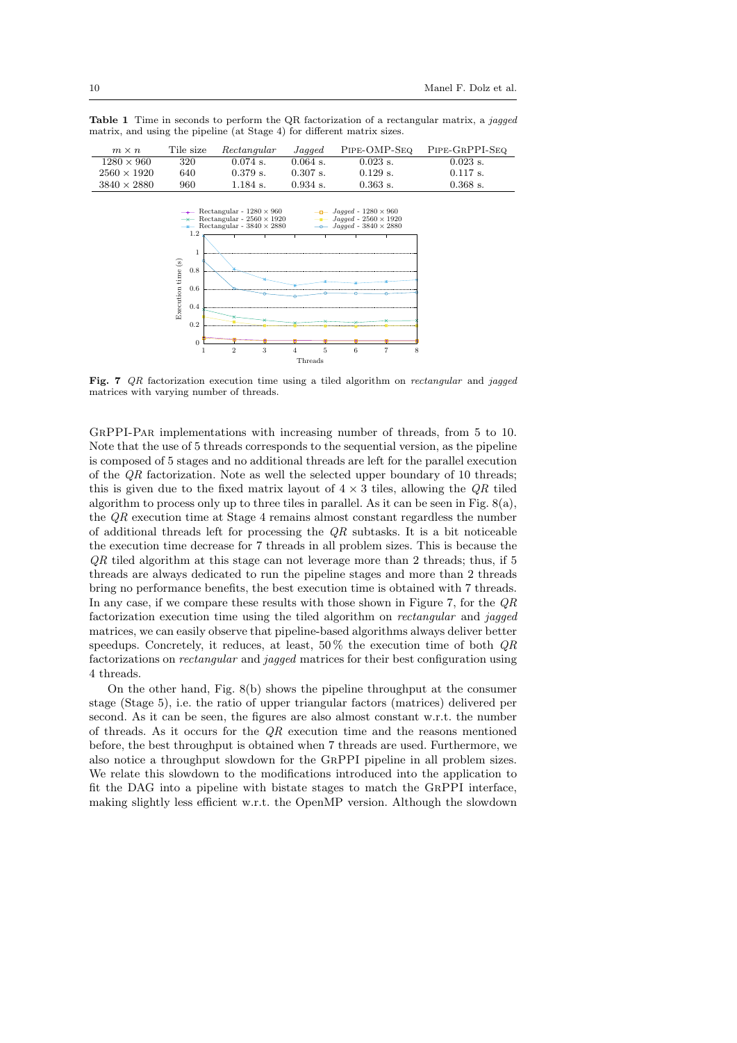**Table 1** Time in seconds to perform the QR factorization of a rectangular matrix, a *jagged* matrix, and using the pipeline (at Stage 4) for different matrix sizes.

| $m \times n$ | Tile size | *Rectangular* | *Jagged* | Pipe-OMP-Seq | Pipe-GrPPI-Seq |
|---|---|---|---|---|---|
| $1280 \times 960$ | 320 | 0.074 s. | 0.064 s. | 0.023 s. | 0.023 s. |
| $2560 \times 1920$ | 640 | 0.379 s. | 0.307 s. | 0.129 s. | 0.117 s. |
| $3840 \times 2880$ | 960 | 1.184 s. | 0.934 s. | 0.363 s. | 0.368 s. |

**Fig. 7** *QR* factorization execution time using a tiled algorithm on *rectangular* and *jagged* matrices with varying number of threads.

GrPPI-Par implementations with increasing number of threads, from 5 to 10. Note that the use of 5 threads corresponds to the sequential version, as the pipeline is composed of 5 stages and no additional threads are left for the parallel execution of the *QR* factorization. Note as well the selected upper boundary of 10 threads; this is given due to the fixed matrix layout of $4 \times 3$ tiles, allowing the *QR* tiled algorithm to process only up to three tiles in parallel. As it can be seen in Fig. 8(a), the *QR* execution time at Stage 4 remains almost constant regardless the number of additional threads left for processing the *QR* subtasks. It is a bit noticeable the execution time decrease for 7 threads in all problem sizes. This is because the *QR* tiled algorithm at this stage can not leverage more than 2 threads; thus, if 5 threads are always dedicated to run the pipeline stages and more than 2 threads bring no performance benefits, the best execution time is obtained with 7 threads. In any case, if we compare these results with those shown in Figure 7, for the *QR* factorization execution time using the tiled algorithm on *rectangular* and *jagged* matrices, we can easily observe that pipeline-based algorithms always deliver better speedups. Concretely, it reduces, at least, 50 % the execution time of both *QR* factorizations on *rectangular* and *jagged* matrices for their best configuration using 4 threads.

On the other hand, Fig. 8(b) shows the pipeline throughput at the consumer stage (Stage 5), i.e. the ratio of upper triangular factors (matrices) delivered per second. As it can be seen, the figures are also almost constant w.r.t. the number of threads. As it occurs for the *QR* execution time and the reasons mentioned before, the best throughput is obtained when 7 threads are used. Furthermore, we also notice a throughput slowdown for the GrPPI pipeline in all problem sizes. We relate this slowdown to the modifications introduced into the application to fit the DAG into a pipeline with bistate stages to match the GrPPI interface, making slightly less efficient w.r.t. the OpenMP version. Although the slowdown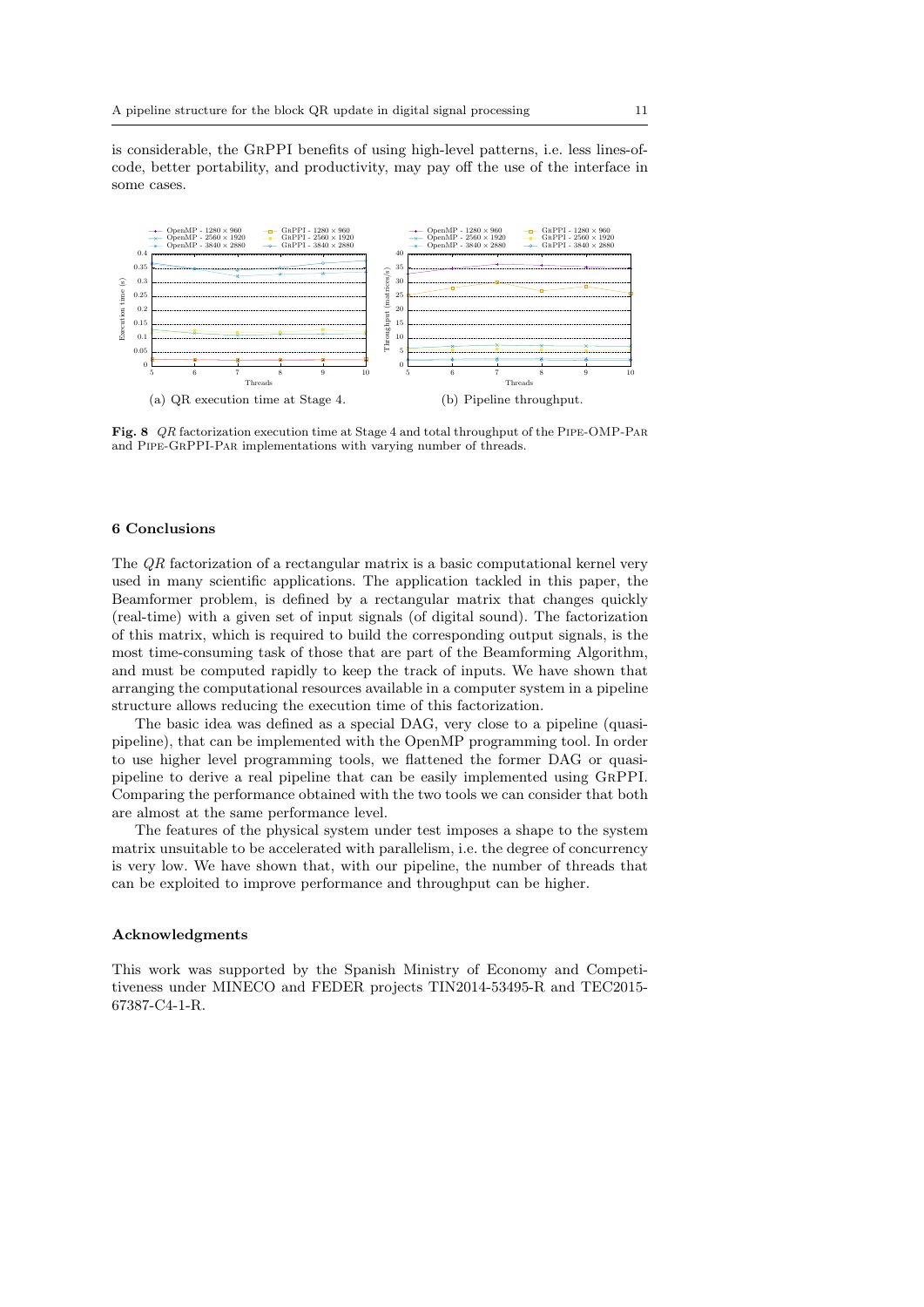is considerable, the GrPPI benefits of using high-level patterns, i.e. less lines-of-code, better portability, and productivity, may pay off the use of the interface in some cases.

(a) QR execution time at Stage 4.

(b) Pipeline throughput.

**Fig. 8** *QR* factorization execution time at Stage 4 and total throughput of the Pipe-OMP-Par and Pipe-GrPPI-Par implementations with varying number of threads.

## 6 Conclusions

The *QR* factorization of a rectangular matrix is a basic computational kernel very used in many scientific applications. The application tackled in this paper, the Beamformer problem, is defined by a rectangular matrix that changes quickly (real-time) with a given set of input signals (of digital sound). The factorization of this matrix, which is required to build the corresponding output signals, is the most time-consuming task of those that are part of the Beamforming Algorithm, and must be computed rapidly to keep the track of inputs. We have shown that arranging the computational resources available in a computer system in a pipeline structure allows reducing the execution time of this factorization.

The basic idea was defined as a special DAG, very close to a pipeline (quasi-pipeline), that can be implemented with the OpenMP programming tool. In order to use higher level programming tools, we flattened the former DAG or quasi-pipeline to derive a real pipeline that can be easily implemented using GrPPI. Comparing the performance obtained with the two tools we can consider that both are almost at the same performance level.

The features of the physical system under test imposes a shape to the system matrix unsuitable to be accelerated with parallelism, i.e. the degree of concurrency is very low. We have shown that, with our pipeline, the number of threads that can be exploited to improve performance and throughput can be higher.

## Acknowledgments

This work was supported by the Spanish Ministry of Economy and Competitiveness under MINECO and FEDER projects TIN2014-53495-R and TEC2015-67387-C4-1-R.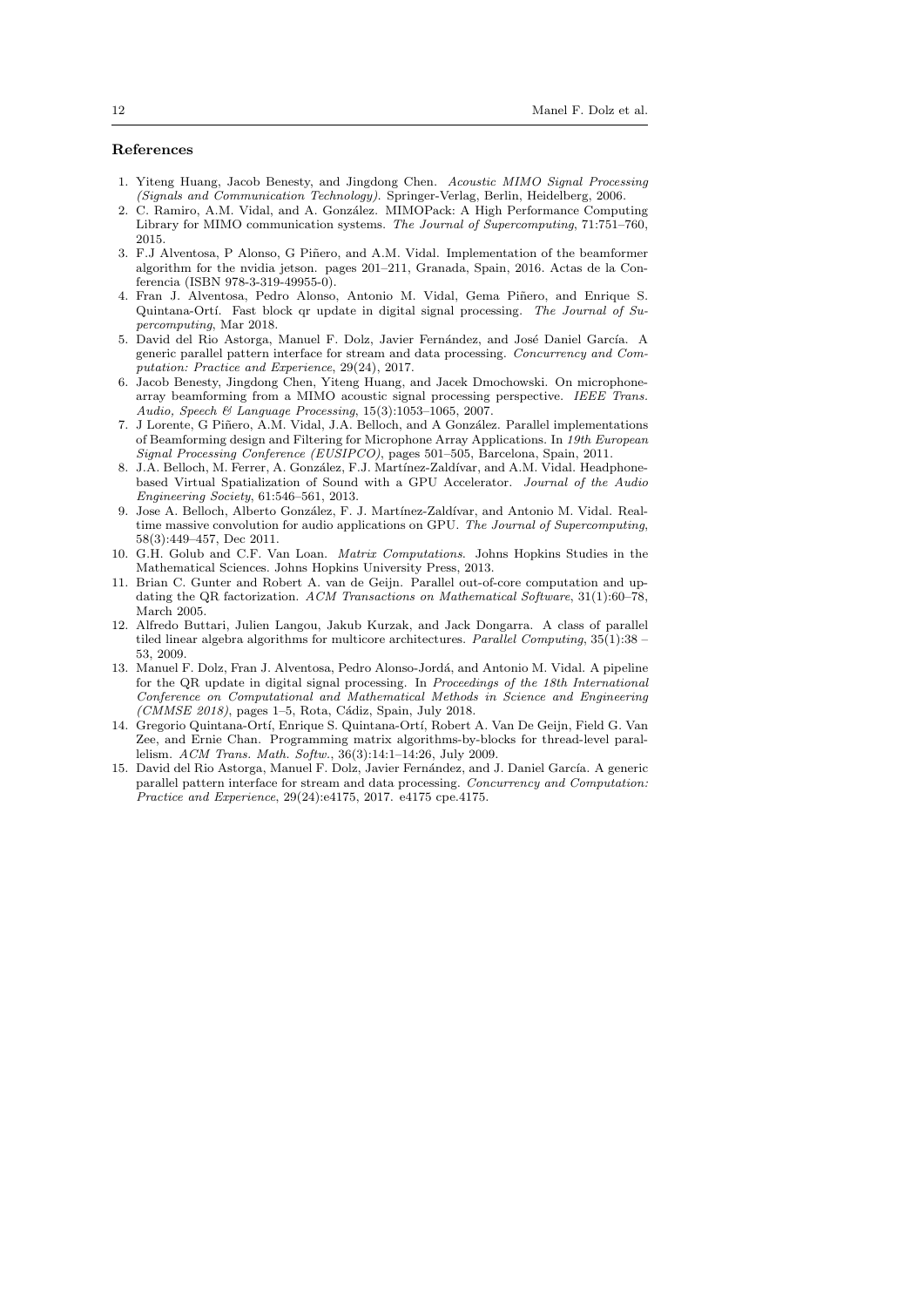## References

1. Yiteng Huang, Jacob Benesty, and Jingdong Chen. *Acoustic MIMO Signal Processing (Signals and Communication Technology)*. Springer-Verlag, Berlin, Heidelberg, 2006.
2. C. Ramiro, A.M. Vidal, and A. González. MIMOPack: A High Performance Computing Library for MIMO communication systems. *The Journal of Supercomputing*, 71:751–760, 2015.
3. F.J Alventosa, P Alonso, G Piñero, and A.M. Vidal. Implementation of the beamformer algorithm for the nvidia jetson. pages 201–211, Granada, Spain, 2016. Actas de la Conferencia (ISBN 978-3-319-49955-0).
4. Fran J. Alventosa, Pedro Alonso, Antonio M. Vidal, Gema Piñero, and Enrique S. Quintana-Ortí. Fast block qr update in digital signal processing. *The Journal of Supercomputing*, Mar 2018.
5. David del Rio Astorga, Manuel F. Dolz, Javier Fernández, and José Daniel García. A generic parallel pattern interface for stream and data processing. *Concurrency and Computation: Practice and Experience*, 29(24), 2017.
6. Jacob Benesty, Jingdong Chen, Yiteng Huang, and Jacek Dmochowski. On microphone-array beamforming from a MIMO acoustic signal processing perspective. *IEEE Trans. Audio, Speech & Language Processing*, 15(3):1053–1065, 2007.
7. J Lorente, G Piñero, A.M. Vidal, J.A. Belloch, and A González. Parallel implementations of Beamforming design and Filtering for Microphone Array Applications. In *19th European Signal Processing Conference (EUSIPCO)*, pages 501–505, Barcelona, Spain, 2011.
8. J.A. Belloch, M. Ferrer, A. González, F.J. Martínez-Zaldívar, and A.M. Vidal. Headphone-based Virtual Spatialization of Sound with a GPU Accelerator. *Journal of the Audio Engineering Society*, 61:546–561, 2013.
9. Jose A. Belloch, Alberto González, F. J. Martínez-Zaldívar, and Antonio M. Vidal. Real-time massive convolution for audio applications on GPU. *The Journal of Supercomputing*, 58(3):449–457, Dec 2011.
10. G.H. Golub and C.F. Van Loan. *Matrix Computations*. Johns Hopkins Studies in the Mathematical Sciences. Johns Hopkins University Press, 2013.
11. Brian C. Gunter and Robert A. van de Geijn. Parallel out-of-core computation and updating the QR factorization. *ACM Transactions on Mathematical Software*, 31(1):60–78, March 2005.
12. Alfredo Buttari, Julien Langou, Jakub Kurzak, and Jack Dongarra. A class of parallel tiled linear algebra algorithms for multicore architectures. *Parallel Computing*, 35(1):38 – 53, 2009.
13. Manuel F. Dolz, Fran J. Alventosa, Pedro Alonso-Jordá, and Antonio M. Vidal. A pipeline for the QR update in digital signal processing. In *Proceedings of the 18th International Conference on Computational and Mathematical Methods in Science and Engineering (CMMSE 2018)*, pages 1–5, Rota, Cádiz, Spain, July 2018.
14. Gregorio Quintana-Ortí, Enrique S. Quintana-Ortí, Robert A. Van De Geijn, Field G. Van Zee, and Ernie Chan. Programming matrix algorithms-by-blocks for thread-level parallelism. *ACM Trans. Math. Softw.*, 36(3):14:1–14:26, July 2009.
15. David del Rio Astorga, Manuel F. Dolz, Javier Fernández, and J. Daniel García. A generic parallel pattern interface for stream and data processing. *Concurrency and Computation: Practice and Experience*, 29(24):e4175, 2017. e4175 cpe.4175.